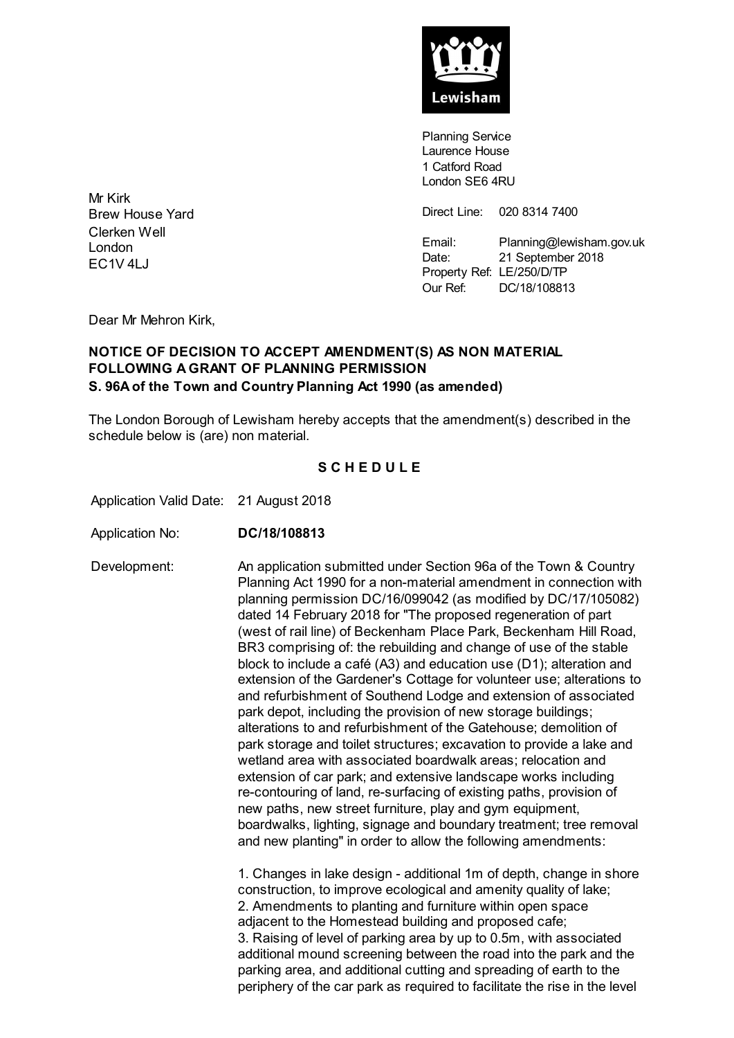Lewisham

Planning Service
Laurence House
1 Catford Road
London SE6 4RU

Mr Kirk
Brew House Yard
Clerken Well
London
EC1V 4LJ

Direct Line: 020 8314 7400

Email: Planning@lewisham.gov.uk
Date: 21 September 2018
Property Ref: LE/250/D/TP
Our Ref: DC/18/108813

Dear Mr Mehron Kirk,

**NOTICE OF DECISION TO ACCEPT AMENDMENT(S) AS NON MATERIAL FOLLOWING A GRANT OF PLANNING PERMISSION**
**S. 96A of the Town and Country Planning Act 1990 (as amended)**

The London Borough of Lewisham hereby accepts that the amendment(s) described in the schedule below is (are) non material.

**S C H E D U L E**

Application Valid Date: 21 August 2018

Application No: **DC/18/108813**

Development: An application submitted under Section 96a of the Town & Country Planning Act 1990 for a non-material amendment in connection with planning permission DC/16/099042 (as modified by DC/17/105082) dated 14 February 2018 for "The proposed regeneration of part (west of rail line) of Beckenham Place Park, Beckenham Hill Road, BR3 comprising of: the rebuilding and change of use of the stable block to include a café (A3) and education use (D1); alteration and extension of the Gardener's Cottage for volunteer use; alterations to and refurbishment of Southend Lodge and extension of associated park depot, including the provision of new storage buildings; alterations to and refurbishment of the Gatehouse; demolition of park storage and toilet structures; excavation to provide a lake and wetland area with associated boardwalk areas; relocation and extension of car park; and extensive landscape works including re-contouring of land, re-surfacing of existing paths, provision of new paths, new street furniture, play and gym equipment, boardwalks, lighting, signage and boundary treatment; tree removal and new planting" in order to allow the following amendments:

1. Changes in lake design - additional 1m of depth, change in shore construction, to improve ecological and amenity quality of lake;
2. Amendments to planting and furniture within open space adjacent to the Homestead building and proposed cafe;
3. Raising of level of parking area by up to 0.5m, with associated additional mound screening between the road into the park and the parking area, and additional cutting and spreading of earth to the periphery of the car park as required to facilitate the rise in the level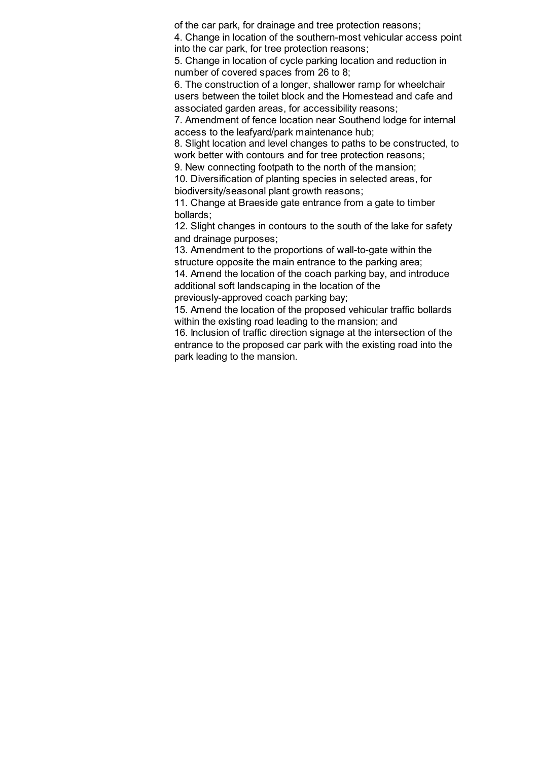of the car park, for drainage and tree protection reasons;

4. Change in location of the southern-most vehicular access point into the car park, for tree protection reasons;
5. Change in location of cycle parking location and reduction in number of covered spaces from 26 to 8;
6. The construction of a longer, shallower ramp for wheelchair users between the toilet block and the Homestead and cafe and associated garden areas, for accessibility reasons;
7. Amendment of fence location near Southend lodge for internal access to the leafyard/park maintenance hub;
8. Slight location and level changes to paths to be constructed, to work better with contours and for tree protection reasons;
9. New connecting footpath to the north of the mansion;
10. Diversification of planting species in selected areas, for biodiversity/seasonal plant growth reasons;
11. Change at Braeside gate entrance from a gate to timber bollards;
12. Slight changes in contours to the south of the lake for safety and drainage purposes;
13. Amendment to the proportions of wall-to-gate within the structure opposite the main entrance to the parking area;
14. Amend the location of the coach parking bay, and introduce additional soft landscaping in the location of the previously-approved coach parking bay;
15. Amend the location of the proposed vehicular traffic bollards within the existing road leading to the mansion; and
16. Inclusion of traffic direction signage at the intersection of the entrance to the proposed car park with the existing road into the park leading to the mansion.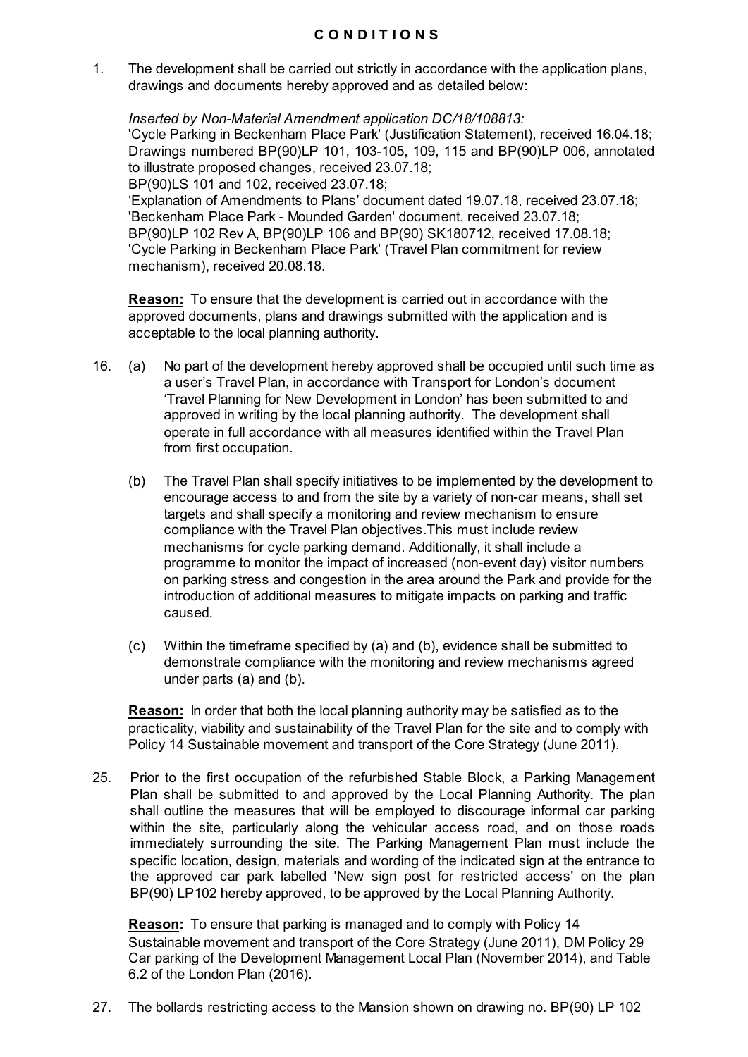# C O N D I T I O N S

1. The development shall be carried out strictly in accordance with the application plans, drawings and documents hereby approved and as detailed below:

   *Inserted by Non-Material Amendment application DC/18/108813:*
   'Cycle Parking in Beckenham Place Park' (Justification Statement), received 16.04.18;
   Drawings numbered BP(90)LP 101, 103-105, 109, 115 and BP(90)LP 006, annotated to illustrate proposed changes, received 23.07.18;
   BP(90)LS 101 and 102, received 23.07.18;
   'Explanation of Amendments to Plans' document dated 19.07.18, received 23.07.18;
   'Beckenham Place Park - Mounded Garden' document, received 23.07.18;
   BP(90)LP 102 Rev A, BP(90)LP 106 and BP(90) SK180712, received 17.08.18;
   'Cycle Parking in Beckenham Place Park' (Travel Plan commitment for review mechanism), received 20.08.18.

   **Reason:** To ensure that the development is carried out in accordance with the approved documents, plans and drawings submitted with the application and is acceptable to the local planning authority.

16. (a) No part of the development hereby approved shall be occupied until such time as a user's Travel Plan, in accordance with Transport for London's document 'Travel Planning for New Development in London' has been submitted to and approved in writing by the local planning authority. The development shall operate in full accordance with all measures identified within the Travel Plan from first occupation.

    (b) The Travel Plan shall specify initiatives to be implemented by the development to encourage access to and from the site by a variety of non-car means, shall set targets and shall specify a monitoring and review mechanism to ensure compliance with the Travel Plan objectives.This must include review mechanisms for cycle parking demand. Additionally, it shall include a programme to monitor the impact of increased (non-event day) visitor numbers on parking stress and congestion in the area around the Park and provide for the introduction of additional measures to mitigate impacts on parking and traffic caused.

    (c) Within the timeframe specified by (a) and (b), evidence shall be submitted to demonstrate compliance with the monitoring and review mechanisms agreed under parts (a) and (b).

    **Reason:** In order that both the local planning authority may be satisfied as to the practicality, viability and sustainability of the Travel Plan for the site and to comply with Policy 14 Sustainable movement and transport of the Core Strategy (June 2011).

25. Prior to the first occupation of the refurbished Stable Block, a Parking Management Plan shall be submitted to and approved by the Local Planning Authority. The plan shall outline the measures that will be employed to discourage informal car parking within the site, particularly along the vehicular access road, and on those roads immediately surrounding the site. The Parking Management Plan must include the specific location, design, materials and wording of the indicated sign at the entrance to the approved car park labelled 'New sign post for restricted access' on the plan BP(90) LP102 hereby approved, to be approved by the Local Planning Authority.

    **Reason:** To ensure that parking is managed and to comply with Policy 14 Sustainable movement and transport of the Core Strategy (June 2011), DM Policy 29 Car parking of the Development Management Local Plan (November 2014), and Table 6.2 of the London Plan (2016).

27. The bollards restricting access to the Mansion shown on drawing no. BP(90) LP 102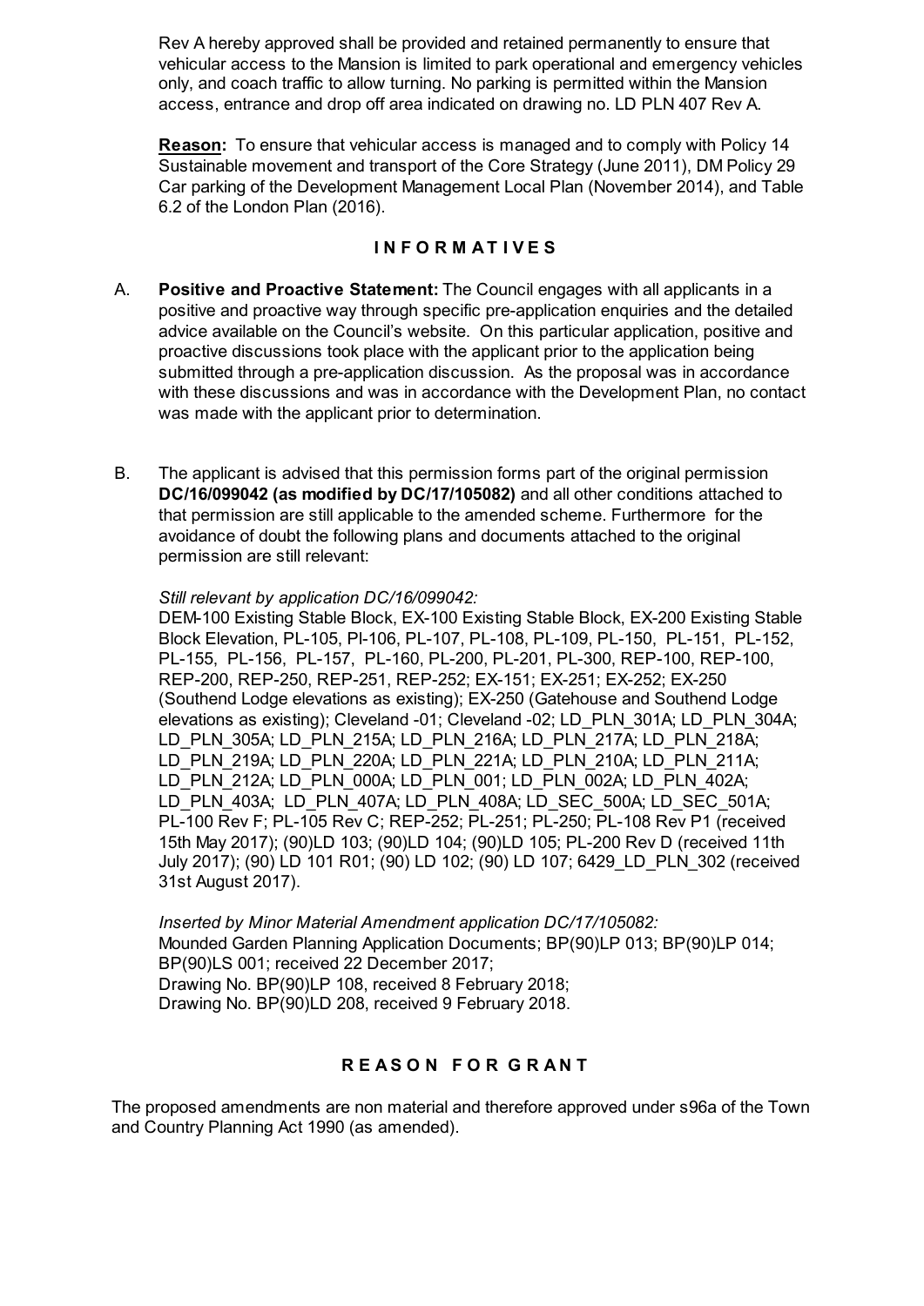Rev A hereby approved shall be provided and retained permanently to ensure that vehicular access to the Mansion is limited to park operational and emergency vehicles only, and coach traffic to allow turning. No parking is permitted within the Mansion access, entrance and drop off area indicated on drawing no. LD PLN 407 Rev A.

**Reason:** To ensure that vehicular access is managed and to comply with Policy 14 Sustainable movement and transport of the Core Strategy (June 2011), DM Policy 29 Car parking of the Development Management Local Plan (November 2014), and Table 6.2 of the London Plan (2016).

## INFORMATIVES

A. **Positive and Proactive Statement:** The Council engages with all applicants in a positive and proactive way through specific pre-application enquiries and the detailed advice available on the Council's website. On this particular application, positive and proactive discussions took place with the applicant prior to the application being submitted through a pre-application discussion. As the proposal was in accordance with these discussions and was in accordance with the Development Plan, no contact was made with the applicant prior to determination.

B. The applicant is advised that this permission forms part of the original permission **DC/16/099042 (as modified by DC/17/105082)** and all other conditions attached to that permission are still applicable to the amended scheme. Furthermore for the avoidance of doubt the following plans and documents attached to the original permission are still relevant:

*Still relevant by application DC/16/099042:*
DEM-100 Existing Stable Block, EX-100 Existing Stable Block, EX-200 Existing Stable Block Elevation, PL-105, Pl-106, PL-107, PL-108, PL-109, PL-150, PL-151, PL-152, PL-155, PL-156, PL-157, PL-160, PL-200, PL-201, PL-300, REP-100, REP-100, REP-200, REP-250, REP-251, REP-252; EX-151; EX-251; EX-252; EX-250 (Southend Lodge elevations as existing); EX-250 (Gatehouse and Southend Lodge elevations as existing); Cleveland -01; Cleveland -02; LD_PLN_301A; LD_PLN_304A; LD_PLN_305A; LD_PLN_215A; LD_PLN_216A; LD_PLN_217A; LD_PLN_218A; LD_PLN_219A; LD_PLN_220A; LD_PLN_221A; LD_PLN_210A; LD_PLN_211A; LD_PLN_212A; LD_PLN_000A; LD_PLN_001; LD_PLN_002A; LD_PLN_402A; LD_PLN_403A; LD_PLN_407A; LD_PLN_408A; LD_SEC_500A; LD_SEC_501A; PL-100 Rev F; PL-105 Rev C; REP-252; PL-251; PL-250; PL-108 Rev P1 (received 15th May 2017); (90)LD 103; (90)LD 104; (90)LD 105; PL-200 Rev D (received 11th July 2017); (90) LD 101 R01; (90) LD 102; (90) LD 107; 6429_LD_PLN_302 (received 31st August 2017).

*Inserted by Minor Material Amendment application DC/17/105082:*
Mounded Garden Planning Application Documents; BP(90)LP 013; BP(90)LP 014; BP(90)LS 001; received 22 December 2017;
Drawing No. BP(90)LP 108, received 8 February 2018;
Drawing No. BP(90)LD 208, received 9 February 2018.

## REASON FOR GRANT

The proposed amendments are non material and therefore approved under s96a of the Town and Country Planning Act 1990 (as amended).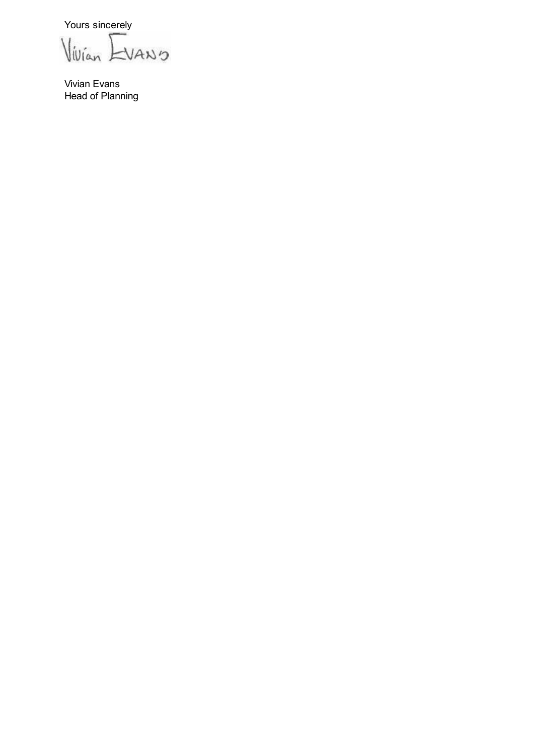Yours sincerely

Vivian Evans

Vivian Evans
Head of Planning